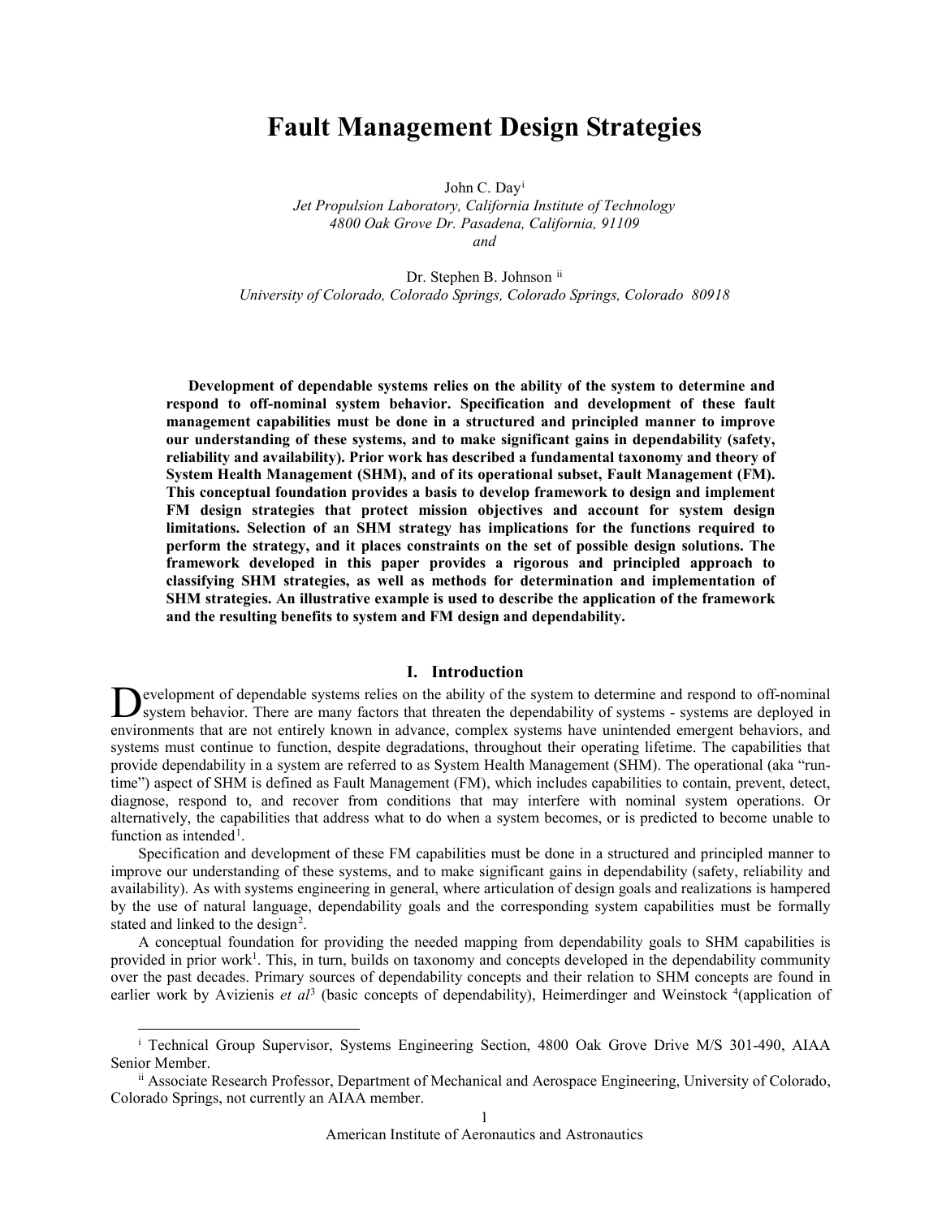# Fault Management Design Strategies

John C. Day[i]
*Jet Propulsion Laboratory, California Institute of Technology*
*4800 Oak Grove Dr. Pasadena, California, 91109*
*and*

Dr. Stephen B. Johnson [ii]
*University of Colorado, Colorado Springs, Colorado Springs, Colorado 80918*

**Development of dependable systems relies on the ability of the system to determine and respond to off-nominal system behavior. Specification and development of these fault management capabilities must be done in a structured and principled manner to improve our understanding of these systems, and to make significant gains in dependability (safety, reliability and availability). Prior work has described a fundamental taxonomy and theory of System Health Management (SHM), and of its operational subset, Fault Management (FM). This conceptual foundation provides a basis to develop framework to design and implement FM design strategies that protect mission objectives and account for system design limitations. Selection of an SHM strategy has implications for the functions required to perform the strategy, and it places constraints on the set of possible design solutions. The framework developed in this paper provides a rigorous and principled approach to classifying SHM strategies, as well as methods for determination and implementation of SHM strategies. An illustrative example is used to describe the application of the framework and the resulting benefits to system and FM design and dependability.**

## I. Introduction

Development of dependable systems relies on the ability of the system to determine and respond to off-nominal system behavior. There are many factors that threaten the dependability of systems - systems are deployed in environments that are not entirely known in advance, complex systems have unintended emergent behaviors, and systems must continue to function, despite degradations, throughout their operating lifetime. The capabilities that provide dependability in a system are referred to as System Health Management (SHM). The operational (aka "run-time") aspect of SHM is defined as Fault Management (FM), which includes capabilities to contain, prevent, detect, diagnose, respond to, and recover from conditions that may interfere with nominal system operations. Or alternatively, the capabilities that address what to do when a system becomes, or is predicted to become unable to function as intended[1].

Specification and development of these FM capabilities must be done in a structured and principled manner to improve our understanding of these systems, and to make significant gains in dependability (safety, reliability and availability). As with systems engineering in general, where articulation of design goals and realizations is hampered by the use of natural language, dependability goals and the corresponding system capabilities must be formally stated and linked to the design[2].

A conceptual foundation for providing the needed mapping from dependability goals to SHM capabilities is provided in prior work[1]. This, in turn, builds on taxonomy and concepts developed in the dependability community over the past decades. Primary sources of dependability concepts and their relation to SHM concepts are found in earlier work by Avizienis *et al*[3] (basic concepts of dependability), Heimerdinger and Weinstock [4](application of

---

[i] Technical Group Supervisor, Systems Engineering Section, 4800 Oak Grove Drive M/S 301-490, AIAA Senior Member.

[ii] Associate Research Professor, Department of Mechanical and Aerospace Engineering, University of Colorado, Colorado Springs, not currently an AIAA member.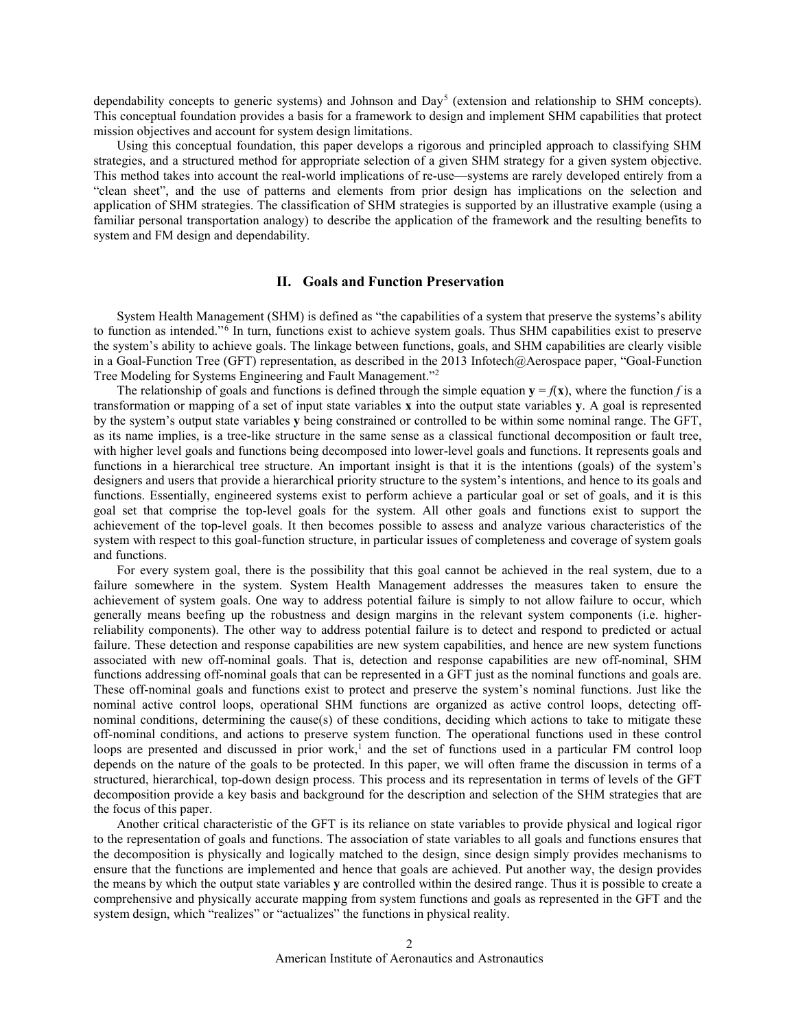dependability concepts to generic systems) and Johnson and Day[5] (extension and relationship to SHM concepts). This conceptual foundation provides a basis for a framework to design and implement SHM capabilities that protect mission objectives and account for system design limitations.

Using this conceptual foundation, this paper develops a rigorous and principled approach to classifying SHM strategies, and a structured method for appropriate selection of a given SHM strategy for a given system objective. This method takes into account the real-world implications of re-use—systems are rarely developed entirely from a "clean sheet", and the use of patterns and elements from prior design has implications on the selection and application of SHM strategies. The classification of SHM strategies is supported by an illustrative example (using a familiar personal transportation analogy) to describe the application of the framework and the resulting benefits to system and FM design and dependability.

## II. Goals and Function Preservation

System Health Management (SHM) is defined as "the capabilities of a system that preserve the systems's ability to function as intended."[6] In turn, functions exist to achieve system goals. Thus SHM capabilities exist to preserve the system's ability to achieve goals. The linkage between functions, goals, and SHM capabilities are clearly visible in a Goal-Function Tree (GFT) representation, as described in the 2013 Infotech@Aerospace paper, "Goal-Function Tree Modeling for Systems Engineering and Fault Management."[2]

The relationship of goals and functions is defined through the simple equation $\mathbf{y} = f(\mathbf{x})$, where the function $f$ is a transformation or mapping of a set of input state variables $\mathbf{x}$ into the output state variables $\mathbf{y}$. A goal is represented by the system's output state variables $\mathbf{y}$ being constrained or controlled to be within some nominal range. The GFT, as its name implies, is a tree-like structure in the same sense as a classical functional decomposition or fault tree, with higher level goals and functions being decomposed into lower-level goals and functions. It represents goals and functions in a hierarchical tree structure. An important insight is that it is the intentions (goals) of the system's designers and users that provide a hierarchical priority structure to the system's intentions, and hence to its goals and functions. Essentially, engineered systems exist to perform achieve a particular goal or set of goals, and it is this goal set that comprise the top-level goals for the system. All other goals and functions exist to support the achievement of the top-level goals. It then becomes possible to assess and analyze various characteristics of the system with respect to this goal-function structure, in particular issues of completeness and coverage of system goals and functions.

For every system goal, there is the possibility that this goal cannot be achieved in the real system, due to a failure somewhere in the system. System Health Management addresses the measures taken to ensure the achievement of system goals. One way to address potential failure is simply to not allow failure to occur, which generally means beefing up the robustness and design margins in the relevant system components (i.e. higher-reliability components). The other way to address potential failure is to detect and respond to predicted or actual failure. These detection and response capabilities are new system capabilities, and hence are new system functions associated with new off-nominal goals. That is, detection and response capabilities are new off-nominal, SHM functions addressing off-nominal goals that can be represented in a GFT just as the nominal functions and goals are. These off-nominal goals and functions exist to protect and preserve the system's nominal functions. Just like the nominal active control loops, operational SHM functions are organized as active control loops, detecting off-nominal conditions, determining the cause(s) of these conditions, deciding which actions to take to mitigate these off-nominal conditions, and actions to preserve system function. The operational functions used in these control loops are presented and discussed in prior work,[1] and the set of functions used in a particular FM control loop depends on the nature of the goals to be protected. In this paper, we will often frame the discussion in terms of a structured, hierarchical, top-down design process. This process and its representation in terms of levels of the GFT decomposition provide a key basis and background for the description and selection of the SHM strategies that are the focus of this paper.

Another critical characteristic of the GFT is its reliance on state variables to provide physical and logical rigor to the representation of goals and functions. The association of state variables to all goals and functions ensures that the decomposition is physically and logically matched to the design, since design simply provides mechanisms to ensure that the functions are implemented and hence that goals are achieved. Put another way, the design provides the means by which the output state variables $\mathbf{y}$ are controlled within the desired range. Thus it is possible to create a comprehensive and physically accurate mapping from system functions and goals as represented in the GFT and the system design, which "realizes" or "actualizes" the functions in physical reality.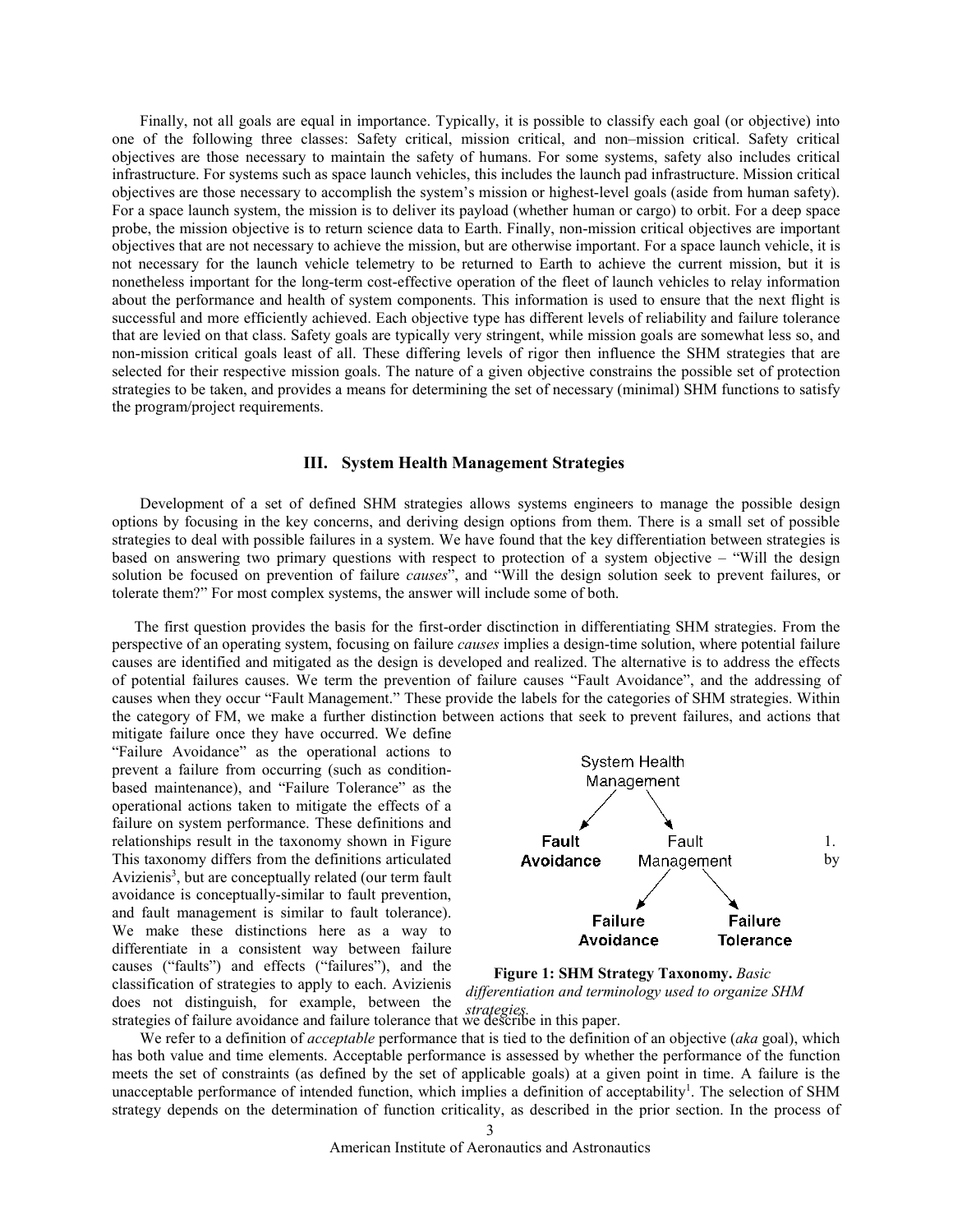Finally, not all goals are equal in importance. Typically, it is possible to classify each goal (or objective) into one of the following three classes: Safety critical, mission critical, and non–mission critical. Safety critical objectives are those necessary to maintain the safety of humans. For some systems, safety also includes critical infrastructure. For systems such as space launch vehicles, this includes the launch pad infrastructure. Mission critical objectives are those necessary to accomplish the system's mission or highest-level goals (aside from human safety). For a space launch system, the mission is to deliver its payload (whether human or cargo) to orbit. For a deep space probe, the mission objective is to return science data to Earth. Finally, non-mission critical objectives are important objectives that are not necessary to achieve the mission, but are otherwise important. For a space launch vehicle, it is not necessary for the launch vehicle telemetry to be returned to Earth to achieve the current mission, but it is nonetheless important for the long-term cost-effective operation of the fleet of launch vehicles to relay information about the performance and health of system components. This information is used to ensure that the next flight is successful and more efficiently achieved. Each objective type has different levels of reliability and failure tolerance that are levied on that class. Safety goals are typically very stringent, while mission goals are somewhat less so, and non-mission critical goals least of all. These differing levels of rigor then influence the SHM strategies that are selected for their respective mission goals. The nature of a given objective constrains the possible set of protection strategies to be taken, and provides a means for determining the set of necessary (minimal) SHM functions to satisfy the program/project requirements.

## III. System Health Management Strategies

Development of a set of defined SHM strategies allows systems engineers to manage the possible design options by focusing in the key concerns, and deriving design options from them. There is a small set of possible strategies to deal with possible failures in a system. We have found that the key differentiation between strategies is based on answering two primary questions with respect to protection of a system objective – "Will the design solution be focused on prevention of failure *causes*", and "Will the design solution seek to prevent failures, or tolerate them?" For most complex systems, the answer will include some of both.

The first question provides the basis for the first-order disctinction in differentiating SHM strategies. From the perspective of an operating system, focusing on failure *causes* implies a design-time solution, where potential failure causes are identified and mitigated as the design is developed and realized. The alternative is to address the effects of potential failures causes. We term the prevention of failure causes "Fault Avoidance", and the addressing of causes when they occur "Fault Management." These provide the labels for the categories of SHM strategies. Within the category of FM, we make a further distinction between actions that seek to prevent failures, and actions that mitigate failure once they have occurred. We define "Failure Avoidance" as the operational actions to prevent a failure from occurring (such as condition-based maintenance), and "Failure Tolerance" as the operational actions taken to mitigate the effects of a failure on system performance. These definitions and relationships result in the taxonomy shown in Figure 1. This taxonomy differs from the definitions articulated by Avizienis[3], but are conceptually related (our term fault avoidance is conceptually-similar to fault prevention, and fault management is similar to fault tolerance). We make these distinctions here as a way to differentiate in a consistent way between failure causes ("faults") and effects ("failures"), and the classification of strategies to apply to each. Avizienis does not distinguish, for example, between the strategies of failure avoidance and failure tolerance that we describe in this paper.

System Health Management

Fault Avoidance

Fault Management

Failure Avoidance

Failure Tolerance

**Figure 1: SHM Strategy Taxonomy.** *Basic differentiation and terminology used to organize SHM strategies.*

We refer to a definition of *acceptable* performance that is tied to the definition of an objective (*aka* goal), which has both value and time elements. Acceptable performance is assessed by whether the performance of the function meets the set of constraints (as defined by the set of applicable goals) at a given point in time. A failure is the unacceptable performance of intended function, which implies a definition of acceptability[1]. The selection of SHM strategy depends on the determination of function criticality, as described in the prior section. In the process of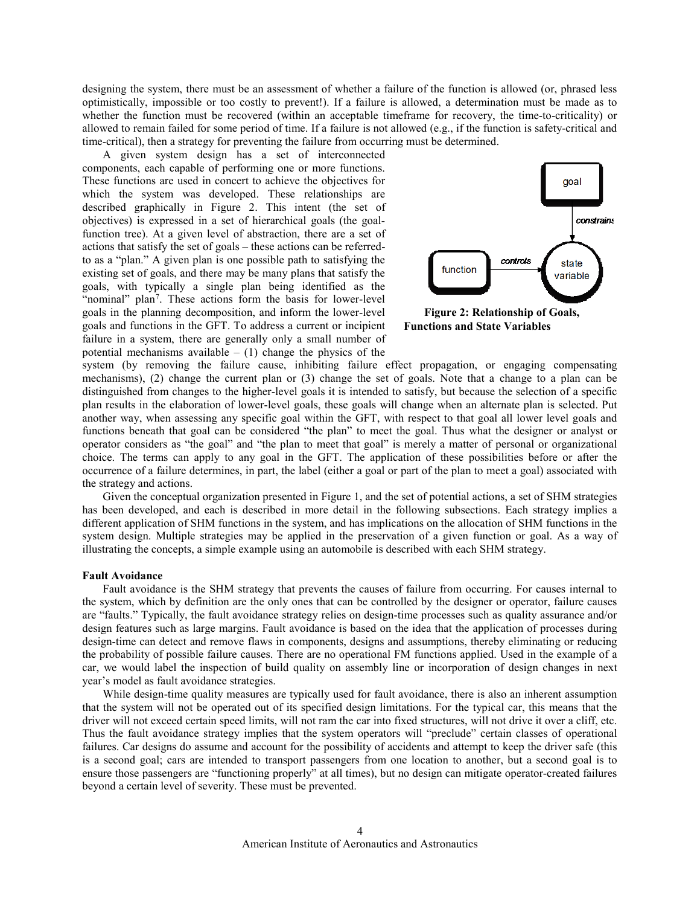designing the system, there must be an assessment of whether a failure of the function is allowed (or, phrased less optimistically, impossible or too costly to prevent!). If a failure is allowed, a determination must be made as to whether the function must be recovered (within an acceptable timeframe for recovery, the time-to-criticality) or allowed to remain failed for some period of time. If a failure is not allowed (e.g., if the function is safety-critical and time-critical), then a strategy for preventing the failure from occurring must be determined.

A given system design has a set of interconnected components, each capable of performing one or more functions. These functions are used in concert to achieve the objectives for which the system was developed. These relationships are described graphically in Figure 2. This intent (the set of objectives) is expressed in a set of hierarchical goals (the goal-function tree). At a given level of abstraction, there are a set of actions that satisfy the set of goals – these actions can be referred-to as a "plan." A given plan is one possible path to satisfying the existing set of goals, and there may be many plans that satisfy the goals, with typically a single plan being identified as the "nominal" plan[7]. These actions form the basis for lower-level goals in the planning decomposition, and inform the lower-level goals and functions in the GFT. To address a current or incipient failure in a system, there are generally only a small number of potential mechanisms available – (1) change the physics of the system (by removing the failure cause, inhibiting failure effect propagation, or engaging compensating mechanisms), (2) change the current plan or (3) change the set of goals. Note that a change to a plan can be distinguished from changes to the higher-level goals it is intended to satisfy, but because the selection of a specific plan results in the elaboration of lower-level goals, these goals will change when an alternate plan is selected. Put another way, when assessing any specific goal within the GFT, with respect to that goal all lower level goals and functions beneath that goal can be considered "the plan" to meet the goal. Thus what the designer or analyst or operator considers as "the goal" and "the plan to meet that goal" is merely a matter of personal or organizational choice. The terms can apply to any goal in the GFT. The application of these possibilities before or after the occurrence of a failure determines, in part, the label (either a goal or part of the plan to meet a goal) associated with the strategy and actions.

**Figure 2: Relationship of Goals, Functions and State Variables**

Given the conceptual organization presented in Figure 1, and the set of potential actions, a set of SHM strategies has been developed, and each is described in more detail in the following subsections. Each strategy implies a different application of SHM functions in the system, and has implications on the allocation of SHM functions in the system design. Multiple strategies may be applied in the preservation of a given function or goal. As a way of illustrating the concepts, a simple example using an automobile is described with each SHM strategy.

**Fault Avoidance**

Fault avoidance is the SHM strategy that prevents the causes of failure from occurring. For causes internal to the system, which by definition are the only ones that can be controlled by the designer or operator, failure causes are "faults." Typically, the fault avoidance strategy relies on design-time processes such as quality assurance and/or design features such as large margins. Fault avoidance is based on the idea that the application of processes during design-time can detect and remove flaws in components, designs and assumptions, thereby eliminating or reducing the probability of possible failure causes. There are no operational FM functions applied. Used in the example of a car, we would label the inspection of build quality on assembly line or incorporation of design changes in next year's model as fault avoidance strategies.

While design-time quality measures are typically used for fault avoidance, there is also an inherent assumption that the system will not be operated out of its specified design limitations. For the typical car, this means that the driver will not exceed certain speed limits, will not ram the car into fixed structures, will not drive it over a cliff, etc. Thus the fault avoidance strategy implies that the system operators will "preclude" certain classes of operational failures. Car designs do assume and account for the possibility of accidents and attempt to keep the driver safe (this is a second goal; cars are intended to transport passengers from one location to another, but a second goal is to ensure those passengers are "functioning properly" at all times), but no design can mitigate operator-created failures beyond a certain level of severity. These must be prevented.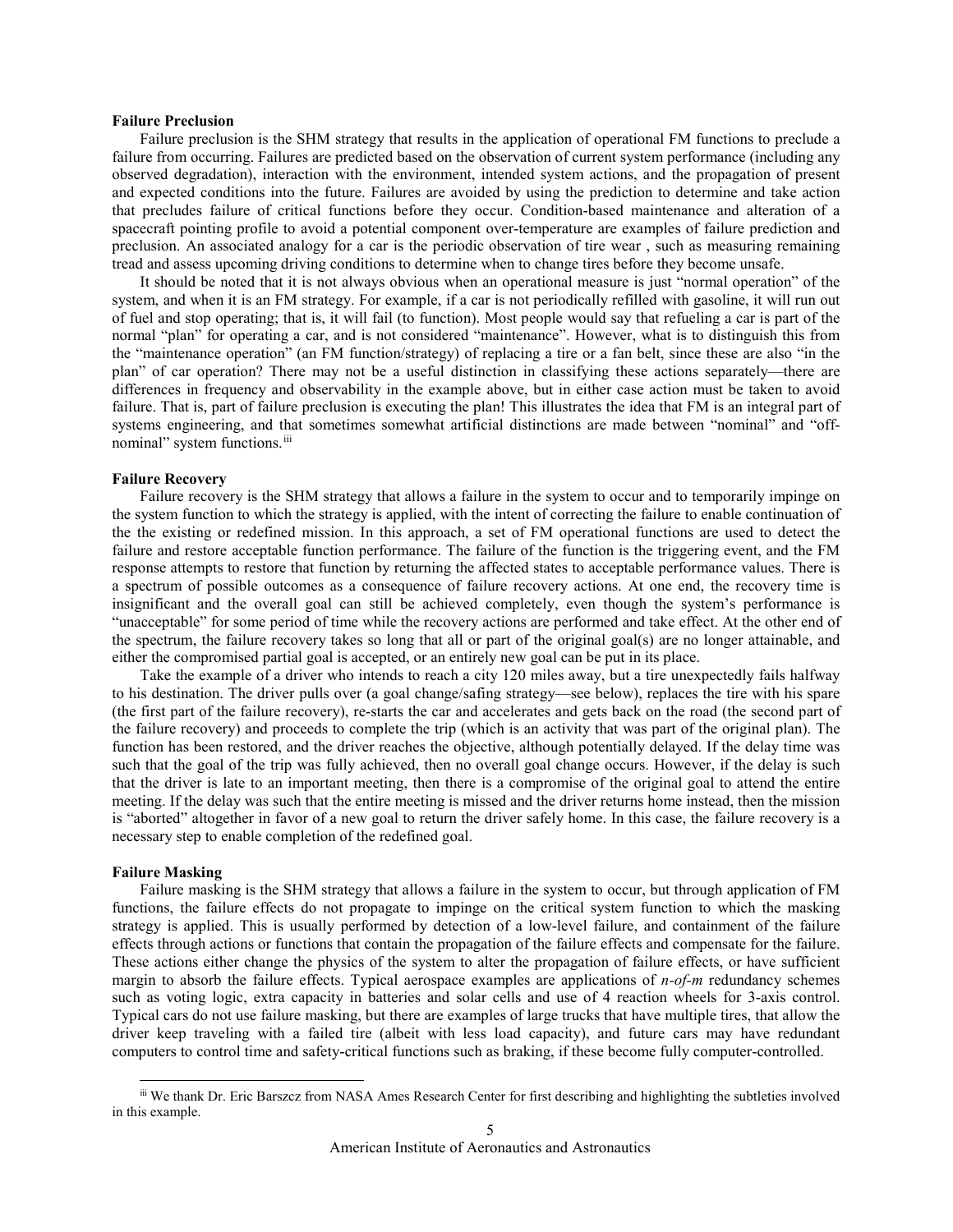**Failure Preclusion**

Failure preclusion is the SHM strategy that results in the application of operational FM functions to preclude a failure from occurring. Failures are predicted based on the observation of current system performance (including any observed degradation), interaction with the environment, intended system actions, and the propagation of present and expected conditions into the future. Failures are avoided by using the prediction to determine and take action that precludes failure of critical functions before they occur. Condition-based maintenance and alteration of a spacecraft pointing profile to avoid a potential component over-temperature are examples of failure prediction and preclusion. An associated analogy for a car is the periodic observation of tire wear , such as measuring remaining tread and assess upcoming driving conditions to determine when to change tires before they become unsafe.

It should be noted that it is not always obvious when an operational measure is just "normal operation" of the system, and when it is an FM strategy. For example, if a car is not periodically refilled with gasoline, it will run out of fuel and stop operating; that is, it will fail (to function). Most people would say that refueling a car is part of the normal "plan" for operating a car, and is not considered "maintenance". However, what is to distinguish this from the "maintenance operation" (an FM function/strategy) of replacing a tire or a fan belt, since these are also "in the plan" of car operation? There may not be a useful distinction in classifying these actions separately—there are differences in frequency and observability in the example above, but in either case action must be taken to avoid failure. That is, part of failure preclusion is executing the plan! This illustrates the idea that FM is an integral part of systems engineering, and that sometimes somewhat artificial distinctions are made between "nominal" and "off-nominal" system functions.[iii]

**Failure Recovery**

Failure recovery is the SHM strategy that allows a failure in the system to occur and to temporarily impinge on the system function to which the strategy is applied, with the intent of correcting the failure to enable continuation of the the existing or redefined mission. In this approach, a set of FM operational functions are used to detect the failure and restore acceptable function performance. The failure of the function is the triggering event, and the FM response attempts to restore that function by returning the affected states to acceptable performance values. There is a spectrum of possible outcomes as a consequence of failure recovery actions. At one end, the recovery time is insignificant and the overall goal can still be achieved completely, even though the system's performance is "unacceptable" for some period of time while the recovery actions are performed and take effect. At the other end of the spectrum, the failure recovery takes so long that all or part of the original goal(s) are no longer attainable, and either the compromised partial goal is accepted, or an entirely new goal can be put in its place.

Take the example of a driver who intends to reach a city 120 miles away, but a tire unexpectedly fails halfway to his destination. The driver pulls over (a goal change/safing strategy—see below), replaces the tire with his spare (the first part of the failure recovery), re-starts the car and accelerates and gets back on the road (the second part of the failure recovery) and proceeds to complete the trip (which is an activity that was part of the original plan). The function has been restored, and the driver reaches the objective, although potentially delayed. If the delay time was such that the goal of the trip was fully achieved, then no overall goal change occurs. However, if the delay is such that the driver is late to an important meeting, then there is a compromise of the original goal to attend the entire meeting. If the delay was such that the entire meeting is missed and the driver returns home instead, then the mission is "aborted" altogether in favor of a new goal to return the driver safely home. In this case, the failure recovery is a necessary step to enable completion of the redefined goal.

**Failure Masking**

Failure masking is the SHM strategy that allows a failure in the system to occur, but through application of FM functions, the failure effects do not propagate to impinge on the critical system function to which the masking strategy is applied. This is usually performed by detection of a low-level failure, and containment of the failure effects through actions or functions that contain the propagation of the failure effects and compensate for the failure. These actions either change the physics of the system to alter the propagation of failure effects, or have sufficient margin to absorb the failure effects. Typical aerospace examples are applications of *n-of-m* redundancy schemes such as voting logic, extra capacity in batteries and solar cells and use of 4 reaction wheels for 3-axis control. Typical cars do not use failure masking, but there are examples of large trucks that have multiple tires, that allow the driver keep traveling with a failed tire (albeit with less load capacity), and future cars may have redundant computers to control time and safety-critical functions such as braking, if these become fully computer-controlled.

---

[iii] We thank Dr. Eric Barszcz from NASA Ames Research Center for first describing and highlighting the subtleties involved in this example.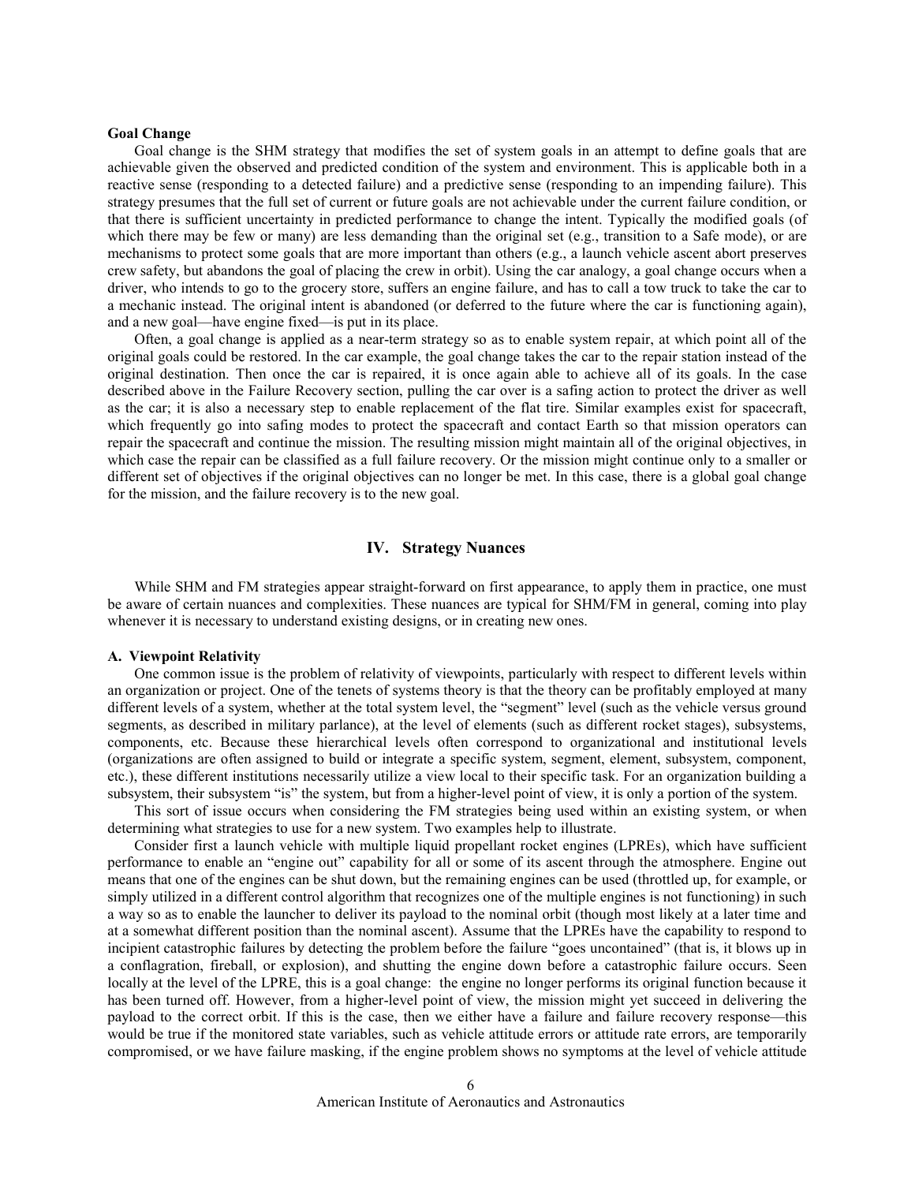**Goal Change**

Goal change is the SHM strategy that modifies the set of system goals in an attempt to define goals that are achievable given the observed and predicted condition of the system and environment. This is applicable both in a reactive sense (responding to a detected failure) and a predictive sense (responding to an impending failure). This strategy presumes that the full set of current or future goals are not achievable under the current failure condition, or that there is sufficient uncertainty in predicted performance to change the intent. Typically the modified goals (of which there may be few or many) are less demanding than the original set (e.g., transition to a Safe mode), or are mechanisms to protect some goals that are more important than others (e.g., a launch vehicle ascent abort preserves crew safety, but abandons the goal of placing the crew in orbit). Using the car analogy, a goal change occurs when a driver, who intends to go to the grocery store, suffers an engine failure, and has to call a tow truck to take the car to a mechanic instead. The original intent is abandoned (or deferred to the future where the car is functioning again), and a new goal—have engine fixed—is put in its place.

Often, a goal change is applied as a near-term strategy so as to enable system repair, at which point all of the original goals could be restored. In the car example, the goal change takes the car to the repair station instead of the original destination. Then once the car is repaired, it is once again able to achieve all of its goals. In the case described above in the Failure Recovery section, pulling the car over is a safing action to protect the driver as well as the car; it is also a necessary step to enable replacement of the flat tire. Similar examples exist for spacecraft, which frequently go into safing modes to protect the spacecraft and contact Earth so that mission operators can repair the spacecraft and continue the mission. The resulting mission might maintain all of the original objectives, in which case the repair can be classified as a full failure recovery. Or the mission might continue only to a smaller or different set of objectives if the original objectives can no longer be met. In this case, there is a global goal change for the mission, and the failure recovery is to the new goal.

## IV. Strategy Nuances

While SHM and FM strategies appear straight-forward on first appearance, to apply them in practice, one must be aware of certain nuances and complexities. These nuances are typical for SHM/FM in general, coming into play whenever it is necessary to understand existing designs, or in creating new ones.

### A. Viewpoint Relativity

One common issue is the problem of relativity of viewpoints, particularly with respect to different levels within an organization or project. One of the tenets of systems theory is that the theory can be profitably employed at many different levels of a system, whether at the total system level, the "segment" level (such as the vehicle versus ground segments, as described in military parlance), at the level of elements (such as different rocket stages), subsystems, components, etc. Because these hierarchical levels often correspond to organizational and institutional levels (organizations are often assigned to build or integrate a specific system, segment, element, subsystem, component, etc.), these different institutions necessarily utilize a view local to their specific task. For an organization building a subsystem, their subsystem "is" the system, but from a higher-level point of view, it is only a portion of the system.

This sort of issue occurs when considering the FM strategies being used within an existing system, or when determining what strategies to use for a new system. Two examples help to illustrate.

Consider first a launch vehicle with multiple liquid propellant rocket engines (LPREs), which have sufficient performance to enable an "engine out" capability for all or some of its ascent through the atmosphere. Engine out means that one of the engines can be shut down, but the remaining engines can be used (throttled up, for example, or simply utilized in a different control algorithm that recognizes one of the multiple engines is not functioning) in such a way so as to enable the launcher to deliver its payload to the nominal orbit (though most likely at a later time and at a somewhat different position than the nominal ascent). Assume that the LPREs have the capability to respond to incipient catastrophic failures by detecting the problem before the failure "goes uncontained" (that is, it blows up in a conflagration, fireball, or explosion), and shutting the engine down before a catastrophic failure occurs. Seen locally at the level of the LPRE, this is a goal change: the engine no longer performs its original function because it has been turned off. However, from a higher-level point of view, the mission might yet succeed in delivering the payload to the correct orbit. If this is the case, then we either have a failure and failure recovery response—this would be true if the monitored state variables, such as vehicle attitude errors or attitude rate errors, are temporarily compromised, or we have failure masking, if the engine problem shows no symptoms at the level of vehicle attitude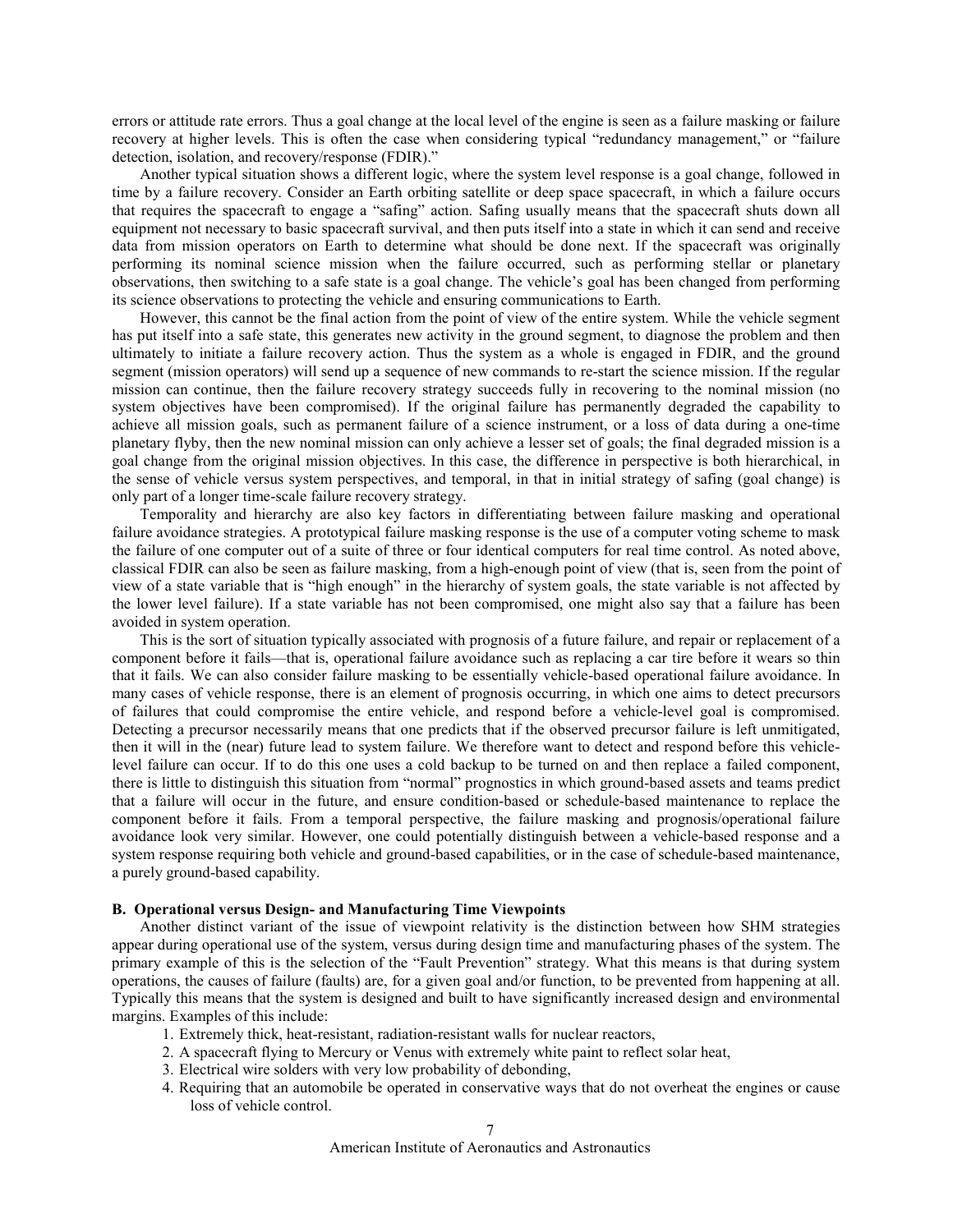errors or attitude rate errors. Thus a goal change at the local level of the engine is seen as a failure masking or failure recovery at higher levels. This is often the case when considering typical "redundancy management," or "failure detection, isolation, and recovery/response (FDIR)."

Another typical situation shows a different logic, where the system level response is a goal change, followed in time by a failure recovery. Consider an Earth orbiting satellite or deep space spacecraft, in which a failure occurs that requires the spacecraft to engage a "safing" action. Safing usually means that the spacecraft shuts down all equipment not necessary to basic spacecraft survival, and then puts itself into a state in which it can send and receive data from mission operators on Earth to determine what should be done next. If the spacecraft was originally performing its nominal science mission when the failure occurred, such as performing stellar or planetary observations, then switching to a safe state is a goal change. The vehicle's goal has been changed from performing its science observations to protecting the vehicle and ensuring communications to Earth.

However, this cannot be the final action from the point of view of the entire system. While the vehicle segment has put itself into a safe state, this generates new activity in the ground segment, to diagnose the problem and then ultimately to initiate a failure recovery action. Thus the system as a whole is engaged in FDIR, and the ground segment (mission operators) will send up a sequence of new commands to re-start the science mission. If the regular mission can continue, then the failure recovery strategy succeeds fully in recovering to the nominal mission (no system objectives have been compromised). If the original failure has permanently degraded the capability to achieve all mission goals, such as permanent failure of a science instrument, or a loss of data during a one-time planetary flyby, then the new nominal mission can only achieve a lesser set of goals; the final degraded mission is a goal change from the original mission objectives. In this case, the difference in perspective is both hierarchical, in the sense of vehicle versus system perspectives, and temporal, in that in initial strategy of safing (goal change) is only part of a longer time-scale failure recovery strategy.

Temporality and hierarchy are also key factors in differentiating between failure masking and operational failure avoidance strategies. A prototypical failure masking response is the use of a computer voting scheme to mask the failure of one computer out of a suite of three or four identical computers for real time control. As noted above, classical FDIR can also be seen as failure masking, from a high-enough point of view (that is, seen from the point of view of a state variable that is "high enough" in the hierarchy of system goals, the state variable is not affected by the lower level failure). If a state variable has not been compromised, one might also say that a failure has been avoided in system operation.

This is the sort of situation typically associated with prognosis of a future failure, and repair or replacement of a component before it fails—that is, operational failure avoidance such as replacing a car tire before it wears so thin that it fails. We can also consider failure masking to be essentially vehicle-based operational failure avoidance. In many cases of vehicle response, there is an element of prognosis occurring, in which one aims to detect precursors of failures that could compromise the entire vehicle, and respond before a vehicle-level goal is compromised. Detecting a precursor necessarily means that one predicts that if the observed precursor failure is left unmitigated, then it will in the (near) future lead to system failure. We therefore want to detect and respond before this vehicle-level failure can occur. If to do this one uses a cold backup to be turned on and then replace a failed component, there is little to distinguish this situation from "normal" prognostics in which ground-based assets and teams predict that a failure will occur in the future, and ensure condition-based or schedule-based maintenance to replace the component before it fails. From a temporal perspective, the failure masking and prognosis/operational failure avoidance look very similar. However, one could potentially distinguish between a vehicle-based response and a system response requiring both vehicle and ground-based capabilities, or in the case of schedule-based maintenance, a purely ground-based capability.

### B. Operational versus Design- and Manufacturing Time Viewpoints

Another distinct variant of the issue of viewpoint relativity is the distinction between how SHM strategies appear during operational use of the system, versus during design time and manufacturing phases of the system. The primary example of this is the selection of the "Fault Prevention" strategy. What this means is that during system operations, the causes of failure (faults) are, for a given goal and/or function, to be prevented from happening at all. Typically this means that the system is designed and built to have significantly increased design and environmental margins. Examples of this include:

1. Extremely thick, heat-resistant, radiation-resistant walls for nuclear reactors,
2. A spacecraft flying to Mercury or Venus with extremely white paint to reflect solar heat,
3. Electrical wire solders with very low probability of debonding,
4. Requiring that an automobile be operated in conservative ways that do not overheat the engines or cause loss of vehicle control.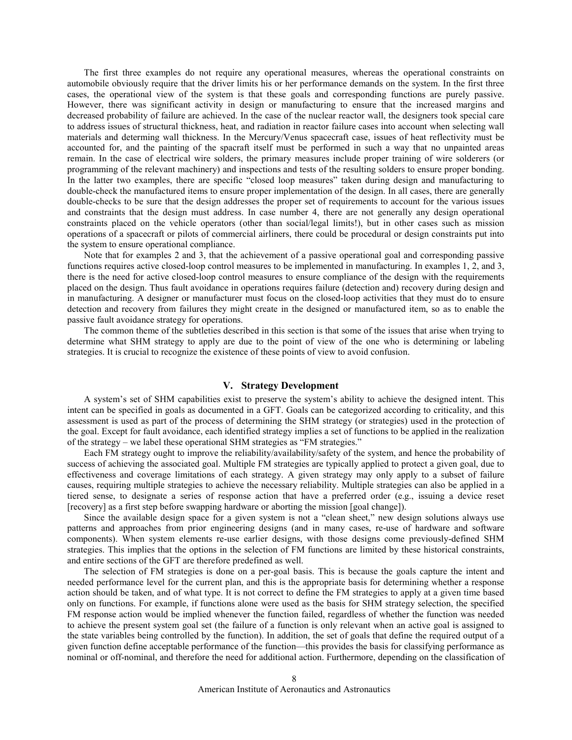The first three examples do not require any operational measures, whereas the operational constraints on automobile obviously require that the driver limits his or her performance demands on the system. In the first three cases, the operational view of the system is that these goals and corresponding functions are purely passive. However, there was significant activity in design or manufacturing to ensure that the increased margins and decreased probability of failure are achieved. In the case of the nuclear reactor wall, the designers took special care to address issues of structural thickness, heat, and radiation in reactor failure cases into account when selecting wall materials and determing wall thickness. In the Mercury/Venus spacecraft case, issues of heat reflectivity must be accounted for, and the painting of the spacraft itself must be performed in such a way that no unpainted areas remain. In the case of electrical wire solders, the primary measures include proper training of wire solderers (or programming of the relevant machinery) and inspections and tests of the resulting solders to ensure proper bonding. In the latter two examples, there are specific "closed loop measures" taken during design and manufacturing to double-check the manufactured items to ensure proper implementation of the design. In all cases, there are generally double-checks to be sure that the design addresses the proper set of requirements to account for the various issues and constraints that the design must address. In case number 4, there are not generally any design operational constraints placed on the vehicle operators (other than social/legal limits!), but in other cases such as mission operations of a spacecraft or pilots of commercial airliners, there could be procedural or design constraints put into the system to ensure operational compliance.

Note that for examples 2 and 3, that the achievement of a passive operational goal and corresponding passive functions requires active closed-loop control measures to be implemented in manufacturing. In examples 1, 2, and 3, there is the need for active closed-loop control measures to ensure compliance of the design with the requirements placed on the design. Thus fault avoidance in operations requires failure (detection and) recovery during design and in manufacturing. A designer or manufacturer must focus on the closed-loop activities that they must do to ensure detection and recovery from failures they might create in the designed or manufactured item, so as to enable the passive fault avoidance strategy for operations.

The common theme of the subtleties described in this section is that some of the issues that arise when trying to determine what SHM strategy to apply are due to the point of view of the one who is determining or labeling strategies. It is crucial to recognize the existence of these points of view to avoid confusion.

## V. Strategy Development

A system's set of SHM capabilities exist to preserve the system's ability to achieve the designed intent. This intent can be specified in goals as documented in a GFT. Goals can be categorized according to criticality, and this assessment is used as part of the process of determining the SHM strategy (or strategies) used in the protection of the goal. Except for fault avoidance, each identified strategy implies a set of functions to be applied in the realization of the strategy – we label these operational SHM strategies as "FM strategies."

Each FM strategy ought to improve the reliability/availability/safety of the system, and hence the probability of success of achieving the associated goal. Multiple FM strategies are typically applied to protect a given goal, due to effectiveness and coverage limitations of each strategy. A given strategy may only apply to a subset of failure causes, requiring multiple strategies to achieve the necessary reliability. Multiple strategies can also be applied in a tiered sense, to designate a series of response action that have a preferred order (e.g., issuing a device reset [recovery] as a first step before swapping hardware or aborting the mission [goal change]).

Since the available design space for a given system is not a "clean sheet," new design solutions always use patterns and approaches from prior engineering designs (and in many cases, re-use of hardware and software components). When system elements re-use earlier designs, with those designs come previously-defined SHM strategies. This implies that the options in the selection of FM functions are limited by these historical constraints, and entire sections of the GFT are therefore predefined as well.

The selection of FM strategies is done on a per-goal basis. This is because the goals capture the intent and needed performance level for the current plan, and this is the appropriate basis for determining whether a response action should be taken, and of what type. It is not correct to define the FM strategies to apply at a given time based only on functions. For example, if functions alone were used as the basis for SHM strategy selection, the specified FM response action would be implied whenever the function failed, regardless of whether the function was needed to achieve the present system goal set (the failure of a function is only relevant when an active goal is assigned to the state variables being controlled by the function). In addition, the set of goals that define the required output of a given function define acceptable performance of the function—this provides the basis for classifying performance as nominal or off-nominal, and therefore the need for additional action. Furthermore, depending on the classification of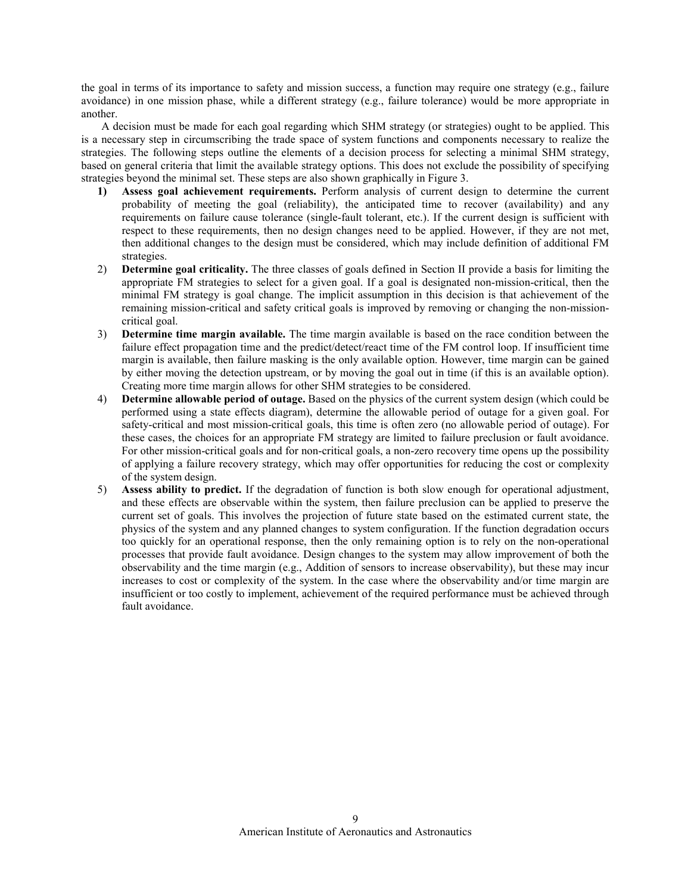the goal in terms of its importance to safety and mission success, a function may require one strategy (e.g., failure avoidance) in one mission phase, while a different strategy (e.g., failure tolerance) would be more appropriate in another.

A decision must be made for each goal regarding which SHM strategy (or strategies) ought to be applied. This is a necessary step in circumscribing the trade space of system functions and components necessary to realize the strategies. The following steps outline the elements of a decision process for selecting a minimal SHM strategy, based on general criteria that limit the available strategy options. This does not exclude the possibility of specifying strategies beyond the minimal set. These steps are also shown graphically in Figure 3.

1) **Assess goal achievement requirements.** Perform analysis of current design to determine the current probability of meeting the goal (reliability), the anticipated time to recover (availability) and any requirements on failure cause tolerance (single-fault tolerant, etc.). If the current design is sufficient with respect to these requirements, then no design changes need to be applied. However, if they are not met, then additional changes to the design must be considered, which may include definition of additional FM strategies.
2) **Determine goal criticality.** The three classes of goals defined in Section II provide a basis for limiting the appropriate FM strategies to select for a given goal. If a goal is designated non-mission-critical, then the minimal FM strategy is goal change. The implicit assumption in this decision is that achievement of the remaining mission-critical and safety critical goals is improved by removing or changing the non-mission-critical goal.
3) **Determine time margin available.** The time margin available is based on the race condition between the failure effect propagation time and the predict/detect/react time of the FM control loop. If insufficient time margin is available, then failure masking is the only available option. However, time margin can be gained by either moving the detection upstream, or by moving the goal out in time (if this is an available option). Creating more time margin allows for other SHM strategies to be considered.
4) **Determine allowable period of outage.** Based on the physics of the current system design (which could be performed using a state effects diagram), determine the allowable period of outage for a given goal. For safety-critical and most mission-critical goals, this time is often zero (no allowable period of outage). For these cases, the choices for an appropriate FM strategy are limited to failure preclusion or fault avoidance. For other mission-critical goals and for non-critical goals, a non-zero recovery time opens up the possibility of applying a failure recovery strategy, which may offer opportunities for reducing the cost or complexity of the system design.
5) **Assess ability to predict.** If the degradation of function is both slow enough for operational adjustment, and these effects are observable within the system, then failure preclusion can be applied to preserve the current set of goals. This involves the projection of future state based on the estimated current state, the physics of the system and any planned changes to system configuration. If the function degradation occurs too quickly for an operational response, then the only remaining option is to rely on the non-operational processes that provide fault avoidance. Design changes to the system may allow improvement of both the observability and the time margin (e.g., Addition of sensors to increase observability), but these may incur increases to cost or complexity of the system. In the case where the observability and/or time margin are insufficient or too costly to implement, achievement of the required performance must be achieved through fault avoidance.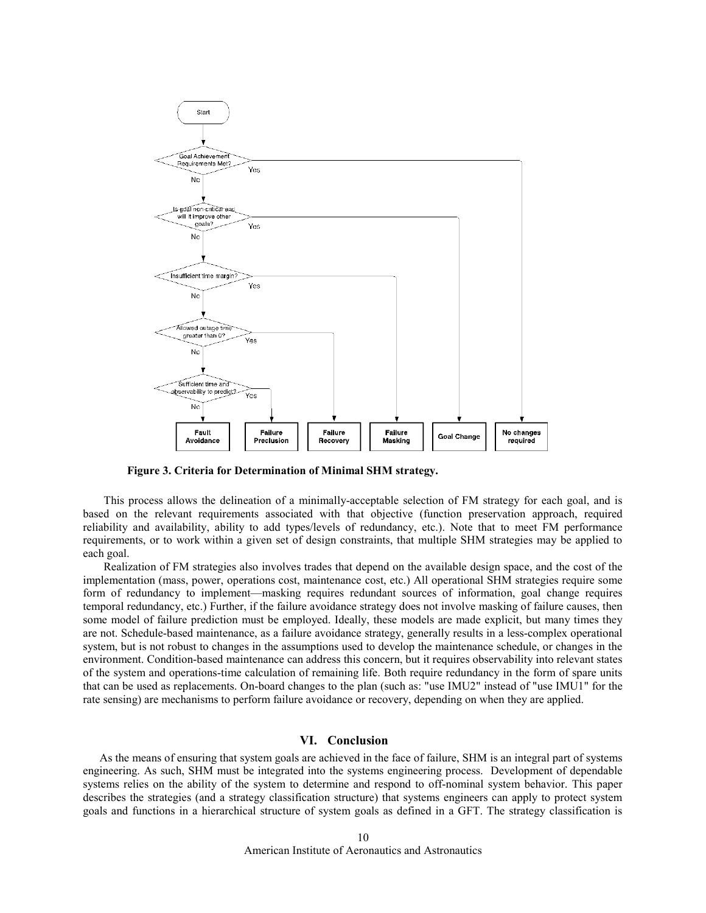**Figure 3. Criteria for Determination of Minimal SHM strategy.**

This process allows the delineation of a minimally-acceptable selection of FM strategy for each goal, and is based on the relevant requirements associated with that objective (function preservation approach, required reliability and availability, ability to add types/levels of redundancy, etc.). Note that to meet FM performance requirements, or to work within a given set of design constraints, that multiple SHM strategies may be applied to each goal.

Realization of FM strategies also involves trades that depend on the available design space, and the cost of the implementation (mass, power, operations cost, maintenance cost, etc.) All operational SHM strategies require some form of redundancy to implement—masking requires redundant sources of information, goal change requires temporal redundancy, etc.) Further, if the failure avoidance strategy does not involve masking of failure causes, then some model of failure prediction must be employed. Ideally, these models are made explicit, but many times they are not. Schedule-based maintenance, as a failure avoidance strategy, generally results in a less-complex operational system, but is not robust to changes in the assumptions used to develop the maintenance schedule, or changes in the environment. Condition-based maintenance can address this concern, but it requires observability into relevant states of the system and operations-time calculation of remaining life. Both require redundancy in the form of spare units that can be used as replacements. On-board changes to the plan (such as: "use IMU2" instead of "use IMU1" for the rate sensing) are mechanisms to perform failure avoidance or recovery, depending on when they are applied.

## VI. Conclusion

As the means of ensuring that system goals are achieved in the face of failure, SHM is an integral part of systems engineering. As such, SHM must be integrated into the systems engineering process. Development of dependable systems relies on the ability of the system to determine and respond to off-nominal system behavior. This paper describes the strategies (and a strategy classification structure) that systems engineers can apply to protect system goals and functions in a hierarchical structure of system goals as defined in a GFT. The strategy classification is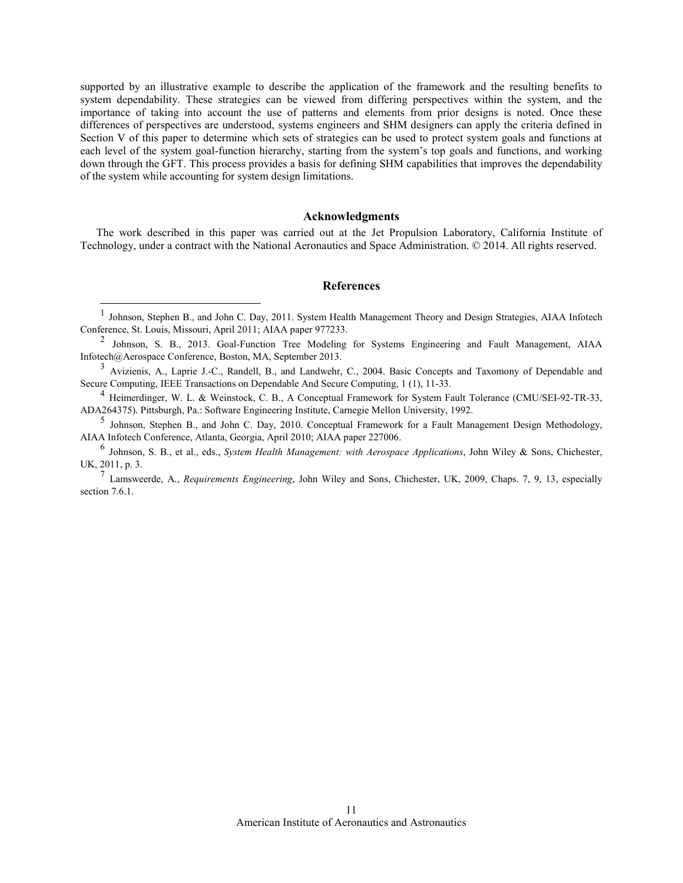supported by an illustrative example to describe the application of the framework and the resulting benefits to system dependability. These strategies can be viewed from differing perspectives within the system, and the importance of taking into account the use of patterns and elements from prior designs is noted. Once these differences of perspectives are understood, systems engineers and SHM designers can apply the criteria defined in Section V of this paper to determine which sets of strategies can be used to protect system goals and functions at each level of the system goal-function hierarchy, starting from the system's top goals and functions, and working down through the GFT. This process provides a basis for defining SHM capabilities that improves the dependability of the system while accounting for system design limitations.

## Acknowledgments

The work described in this paper was carried out at the Jet Propulsion Laboratory, California Institute of Technology, under a contract with the National Aeronautics and Space Administration. © 2014. All rights reserved.

## References

[1] Johnson, Stephen B., and John C. Day, 2011. System Health Management Theory and Design Strategies, AIAA Infotech Conference, St. Louis, Missouri, April 2011; AIAA paper 977233.

[2] Johnson, S. B., 2013. Goal-Function Tree Modeling for Systems Engineering and Fault Management, AIAA Infotech@Aerospace Conference, Boston, MA, September 2013.

[3] Avizienis, A., Laprie J.-C., Randell, B., and Landwehr, C., 2004. Basic Concepts and Taxonomy of Dependable and Secure Computing, IEEE Transactions on Dependable And Secure Computing, 1 (1), 11-33.

[4] Heimerdinger, W. L. & Weinstock, C. B., A Conceptual Framework for System Fault Tolerance (CMU/SEI-92-TR-33, ADA264375). Pittsburgh, Pa.: Software Engineering Institute, Carnegie Mellon University, 1992.

[5] Johnson, Stephen B., and John C. Day, 2010. Conceptual Framework for a Fault Management Design Methodology, AIAA Infotech Conference, Atlanta, Georgia, April 2010; AIAA paper 227006.

[6] Johnson, S. B., et al., eds., *System Health Management: with Aerospace Applications*, John Wiley & Sons, Chichester, UK, 2011, p. 3.

[7] Lamsweerde, A., *Requirements Engineering*, John Wiley and Sons, Chichester, UK, 2009, Chaps. 7, 9, 13, especially section 7.6.1.